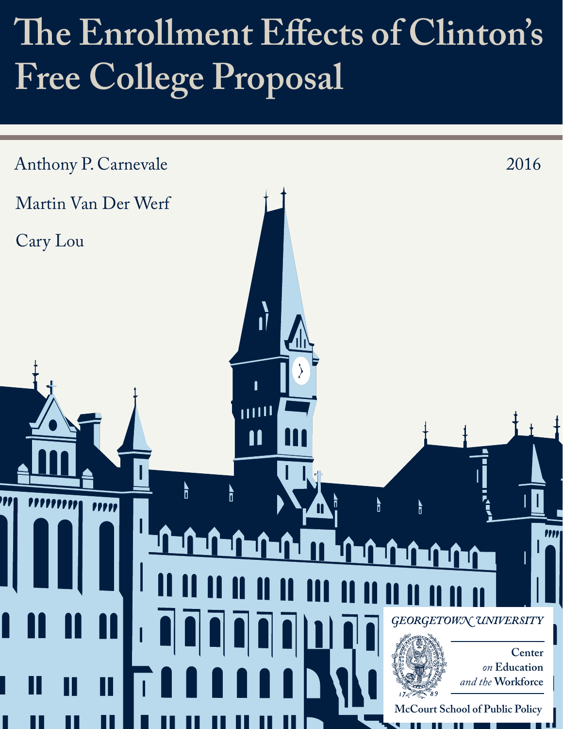# The Enrollment Effects of Clinton's Free College Proposal

Anthony P. Carnevale

Martin Van Der Werf

Cary Lou

2016

GEORGETOWN UNIVERSITY

Center *on* Education *and the* Workforce

McCourt School of Public Policy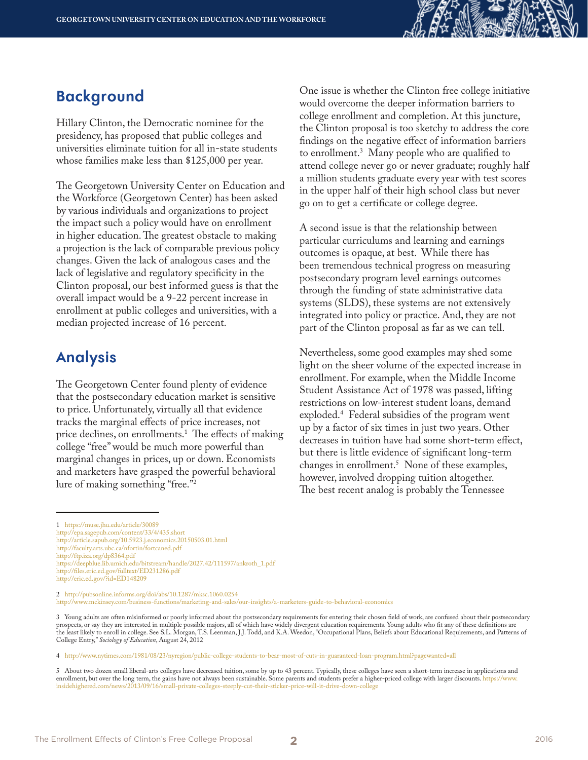## Background

Hillary Clinton, the Democratic nominee for the presidency, has proposed that public colleges and universities eliminate tuition for all in-state students whose families make less than $125,000 per year.

The Georgetown University Center on Education and the Workforce (Georgetown Center) has been asked by various individuals and organizations to project the impact such a policy would have on enrollment in higher education. The greatest obstacle to making a projection is the lack of comparable previous policy changes. Given the lack of analogous cases and the lack of legislative and regulatory specificity in the Clinton proposal, our best informed guess is that the overall impact would be a 9-22 percent increase in enrollment at public colleges and universities, with a median projected increase of 16 percent.

## Analysis

The Georgetown Center found plenty of evidence that the postsecondary education market is sensitive to price. Unfortunately, virtually all that evidence tracks the marginal effects of price increases, not price declines, on enrollments.[1] The effects of making college "free" would be much more powerful than marginal changes in prices, up or down. Economists and marketers have grasped the powerful behavioral lure of making something "free."[2]

One issue is whether the Clinton free college initiative would overcome the deeper information barriers to college enrollment and completion. At this juncture, the Clinton proposal is too sketchy to address the core findings on the negative effect of information barriers to enrollment.[3] Many people who are qualified to attend college never go or never graduate; roughly half a million students graduate every year with test scores in the upper half of their high school class but never go on to get a certificate or college degree.

A second issue is that the relationship between particular curriculums and learning and earnings outcomes is opaque, at best. While there has been tremendous technical progress on measuring postsecondary program level earnings outcomes through the funding of state administrative data systems (SLDS), these systems are not extensively integrated into policy or practice. And, they are not part of the Clinton proposal as far as we can tell.

Nevertheless, some good examples may shed some light on the sheer volume of the expected increase in enrollment. For example, when the Middle Income Student Assistance Act of 1978 was passed, lifting restrictions on low-interest student loans, demand exploded.[4] Federal subsidies of the program went up by a factor of six times in just two years. Other decreases in tuition have had some short-term effect, but there is little evidence of significant long-term changes in enrollment.[5] None of these examples, however, involved dropping tuition altogether. The best recent analog is probably the Tennessee

---

1 https://muse.jhu.edu/article/30089
http://epa.sagepub.com/content/33/4/435.short
http://article.sapub.org/10.5923.j.economics.20150503.01.html
http://faculty.arts.ubc.ca/nfortin/fortcaned.pdf
http://ftp.iza.org/dp8364.pdf
https://deepblue.lib.umich.edu/bitstream/handle/2027.42/111597/ankroth_1.pdf
http://files.eric.ed.gov/fulltext/ED231286.pdf
http://eric.ed.gov/?id=ED148209

2 http://pubsonline.informs.org/doi/abs/10.1287/mksc.1060.0254
http://www.mckinsey.com/business-functions/marketing-and-sales/our-insights/a-marketers-guide-to-behavioral-economics

3 Young adults are often misinformed or poorly informed about the postsecondary requirements for entering their chosen field of work, are confused about their postsecondary prospects, or say they are interested in multiple possible majors, all of which have widely divergent education requirements. Young adults who fit any of these definitions are the least likely to enroll in college. See S.L. Morgan, T.S. Leenman, J.J. Todd, and K.A. Weedon, "Occupational Plans, Beliefs about Educational Requirements, and Patterns of College Entry," *Sociology of Education*, August 24, 2012

4 http://www.nytimes.com/1981/08/23/nyregion/public-college-students-to-bear-most-of-cuts-in-guaranteed-loan-program.html?pagewanted=all

5 About two dozen small liberal-arts colleges have decreased tuition, some by up to 43 percent. Typically, these colleges have seen a short-term increase in applications and enrollment, but over the long term, the gains have not always been sustainable. Some parents and students prefer a higher-priced college with larger discounts. https://www.insidehighered.com/news/2013/09/16/small-private-colleges-steeply-cut-their-sticker-price-will-it-drive-down-college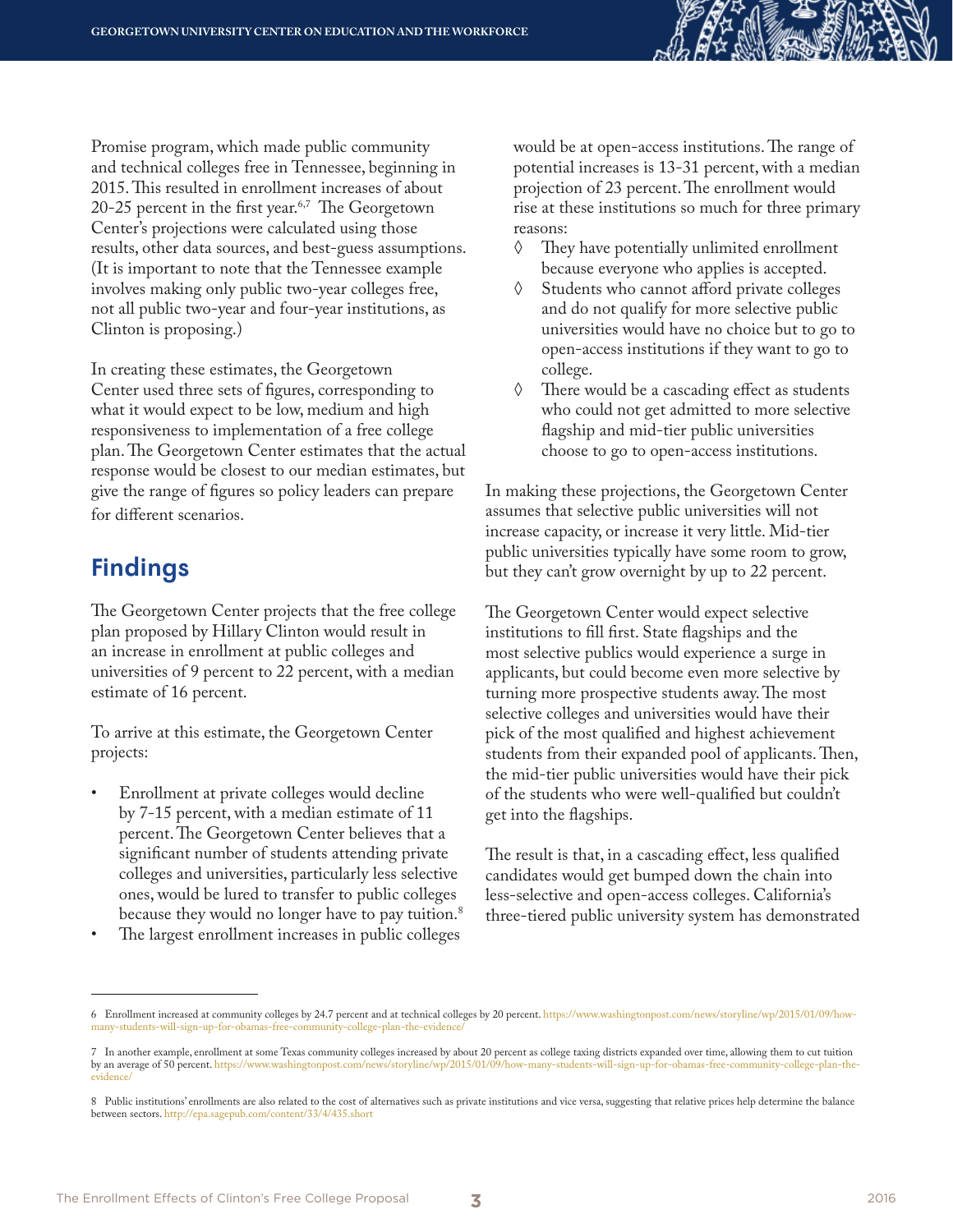Promise program, which made public community and technical colleges free in Tennessee, beginning in 2015. This resulted in enrollment increases of about 20-25 percent in the first year.[6,7] The Georgetown Center's projections were calculated using those results, other data sources, and best-guess assumptions. (It is important to note that the Tennessee example involves making only public two-year colleges free, not all public two-year and four-year institutions, as Clinton is proposing.)

In creating these estimates, the Georgetown Center used three sets of figures, corresponding to what it would expect to be low, medium and high responsiveness to implementation of a free college plan. The Georgetown Center estimates that the actual response would be closest to our median estimates, but give the range of figures so policy leaders can prepare for different scenarios.

## Findings

The Georgetown Center projects that the free college plan proposed by Hillary Clinton would result in an increase in enrollment at public colleges and universities of 9 percent to 22 percent, with a median estimate of 16 percent.

To arrive at this estimate, the Georgetown Center projects:

- Enrollment at private colleges would decline by 7-15 percent, with a median estimate of 11 percent. The Georgetown Center believes that a significant number of students attending private colleges and universities, particularly less selective ones, would be lured to transfer to public colleges because they would no longer have to pay tuition.[8]
- The largest enrollment increases in public colleges would be at open-access institutions. The range of potential increases is 13-31 percent, with a median projection of 23 percent. The enrollment would rise at these institutions so much for three primary reasons:
  - ◊ They have potentially unlimited enrollment because everyone who applies is accepted.
  - ◊ Students who cannot afford private colleges and do not qualify for more selective public universities would have no choice but to go to open-access institutions if they want to go to college.
  - ◊ There would be a cascading effect as students who could not get admitted to more selective flagship and mid-tier public universities choose to go to open-access institutions.

In making these projections, the Georgetown Center assumes that selective public universities will not increase capacity, or increase it very little. Mid-tier public universities typically have some room to grow, but they can't grow overnight by up to 22 percent.

The Georgetown Center would expect selective institutions to fill first. State flagships and the most selective publics would experience a surge in applicants, but could become even more selective by turning more prospective students away. The most selective colleges and universities would have their pick of the most qualified and highest achievement students from their expanded pool of applicants. Then, the mid-tier public universities would have their pick of the students who were well-qualified but couldn't get into the flagships.

The result is that, in a cascading effect, less qualified candidates would get bumped down the chain into less-selective and open-access colleges. California's three-tiered public university system has demonstrated

---

6 Enrollment increased at community colleges by 24.7 percent and at technical colleges by 20 percent. https://www.washingtonpost.com/news/storyline/wp/2015/01/09/how-many-students-will-sign-up-for-obamas-free-community-college-plan-the-evidence/

7 In another example, enrollment at some Texas community colleges increased by about 20 percent as college taxing districts expanded over time, allowing them to cut tuition by an average of 50 percent. https://www.washingtonpost.com/news/storyline/wp/2015/01/09/how-many-students-will-sign-up-for-obamas-free-community-college-plan-the-evidence/

8 Public institutions' enrollments are also related to the cost of alternatives such as private institutions and vice versa, suggesting that relative prices help determine the balance between sectors. http://epa.sagepub.com/content/33/4/435.short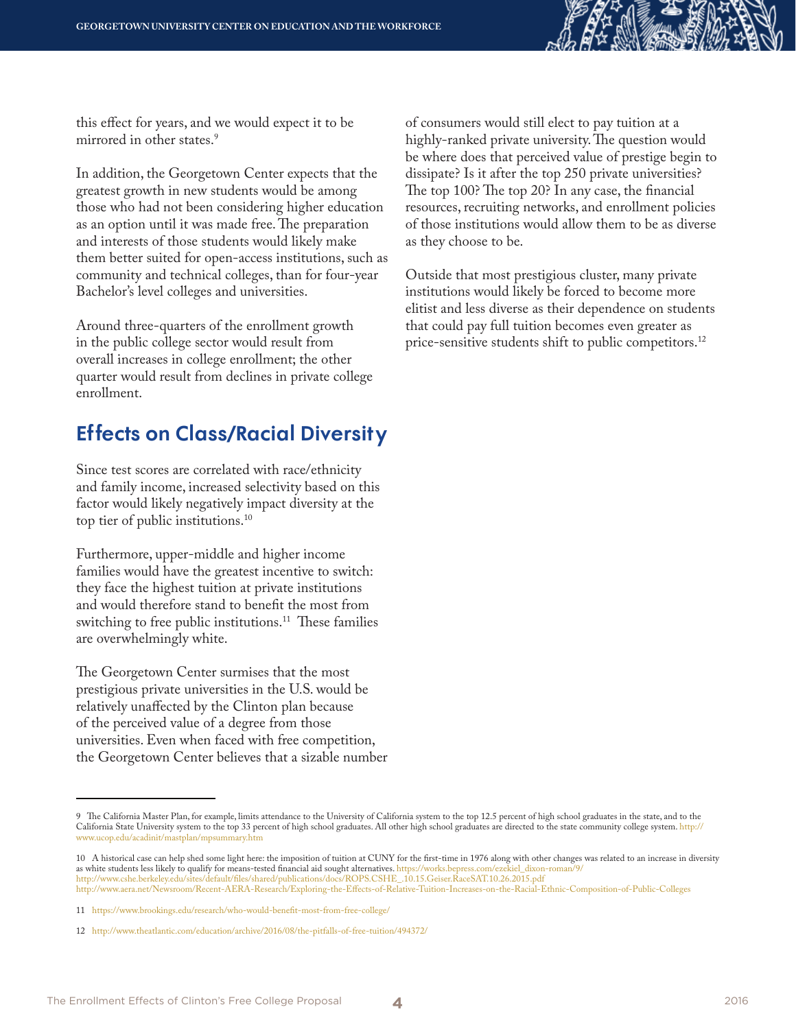this effect for years, and we would expect it to be mirrored in other states.[9]

In addition, the Georgetown Center expects that the greatest growth in new students would be among those who had not been considering higher education as an option until it was made free. The preparation and interests of those students would likely make them better suited for open-access institutions, such as community and technical colleges, than for four-year Bachelor's level colleges and universities.

Around three-quarters of the enrollment growth in the public college sector would result from overall increases in college enrollment; the other quarter would result from declines in private college enrollment.

## Effects on Class/Racial Diversity

Since test scores are correlated with race/ethnicity and family income, increased selectivity based on this factor would likely negatively impact diversity at the top tier of public institutions.[10]

Furthermore, upper-middle and higher income families would have the greatest incentive to switch: they face the highest tuition at private institutions and would therefore stand to benefit the most from switching to free public institutions.[11] These families are overwhelmingly white.

The Georgetown Center surmises that the most prestigious private universities in the U.S. would be relatively unaffected by the Clinton plan because of the perceived value of a degree from those universities. Even when faced with free competition, the Georgetown Center believes that a sizable number of consumers would still elect to pay tuition at a highly-ranked private university. The question would be where does that perceived value of prestige begin to dissipate? Is it after the top 250 private universities? The top 100? The top 20? In any case, the financial resources, recruiting networks, and enrollment policies of those institutions would allow them to be as diverse as they choose to be.

Outside that most prestigious cluster, many private institutions would likely be forced to become more elitist and less diverse as their dependence on students that could pay full tuition becomes even greater as price-sensitive students shift to public competitors.[12]

---

9 The California Master Plan, for example, limits attendance to the University of California system to the top 12.5 percent of high school graduates in the state, and to the California State University system to the top 33 percent of high school graduates. All other high school graduates are directed to the state community college system. http://www.ucop.edu/acadinit/mastplan/mpsummary.htm

10 A historical case can help shed some light here: the imposition of tuition at CUNY for the first-time in 1976 along with other changes was related to an increase in diversity as white students less likely to qualify for means-tested financial aid sought alternatives. https://works.bepress.com/ezekiel_dixon-roman/9/
http://www.cshe.berkeley.edu/sites/default/files/shared/publications/docs/ROPS.CSHE_.10.15.Geiser.RaceSAT.10.26.2015.pdf
http://www.aera.net/Newsroom/Recent-AERA-Research/Exploring-the-Effects-of-Relative-Tuition-Increases-on-the-Racial-Ethnic-Composition-of-Public-Colleges

11 https://www.brookings.edu/research/who-would-benefit-most-from-free-college/

12 http://www.theatlantic.com/education/archive/2016/08/the-pitfalls-of-free-tuition/494372/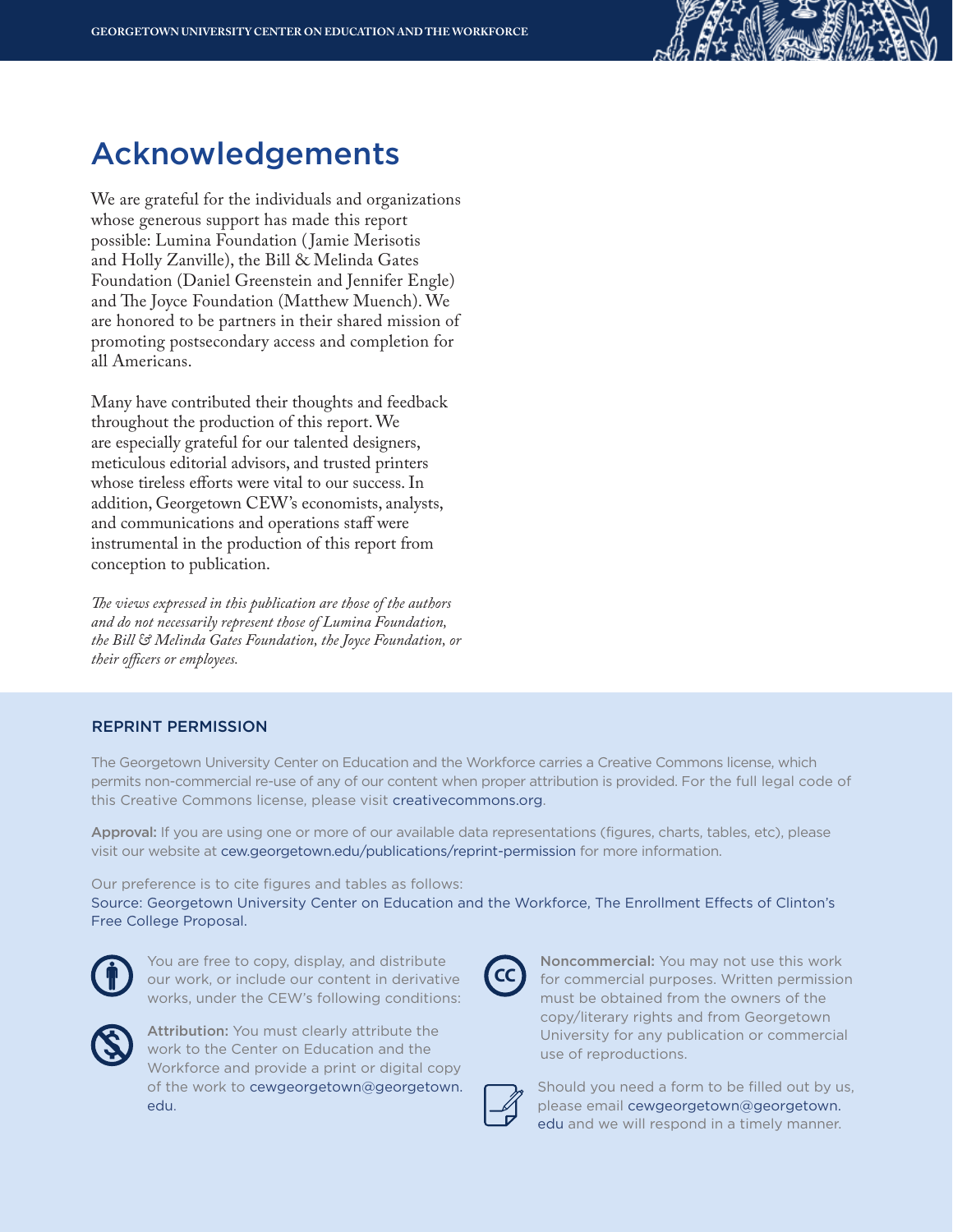# Acknowledgements

We are grateful for the individuals and organizations whose generous support has made this report possible: Lumina Foundation (Jamie Merisotis and Holly Zanville), the Bill & Melinda Gates Foundation (Daniel Greenstein and Jennifer Engle) and The Joyce Foundation (Matthew Muench). We are honored to be partners in their shared mission of promoting postsecondary access and completion for all Americans.

Many have contributed their thoughts and feedback throughout the production of this report. We are especially grateful for our talented designers, meticulous editorial advisors, and trusted printers whose tireless efforts were vital to our success. In addition, Georgetown CEW's economists, analysts, and communications and operations staff were instrumental in the production of this report from conception to publication.

*The views expressed in this publication are those of the authors and do not necessarily represent those of Lumina Foundation, the Bill & Melinda Gates Foundation, the Joyce Foundation, or their officers or employees.*

## REPRINT PERMISSION

The Georgetown University Center on Education and the Workforce carries a Creative Commons license, which permits non-commercial re-use of any of our content when proper attribution is provided. For the full legal code of this Creative Commons license, please visit creativecommons.org.

**Approval:** If you are using one or more of our available data representations (figures, charts, tables, etc), please visit our website at cew.georgetown.edu/publications/reprint-permission for more information.

Our preference is to cite figures and tables as follows:
Source: Georgetown University Center on Education and the Workforce, The Enrollment Effects of Clinton's Free College Proposal.

You are free to copy, display, and distribute our work, or include our content in derivative works, under the CEW's following conditions:

**Attribution:** You must clearly attribute the work to the Center on Education and the Workforce and provide a print or digital copy of the work to cewgeorgetown@georgetown.edu.

**Noncommercial:** You may not use this work for commercial purposes. Written permission must be obtained from the owners of the copy/literary rights and from Georgetown University for any publication or commercial use of reproductions.

Should you need a form to be filled out by us, please email cewgeorgetown@georgetown.edu and we will respond in a timely manner.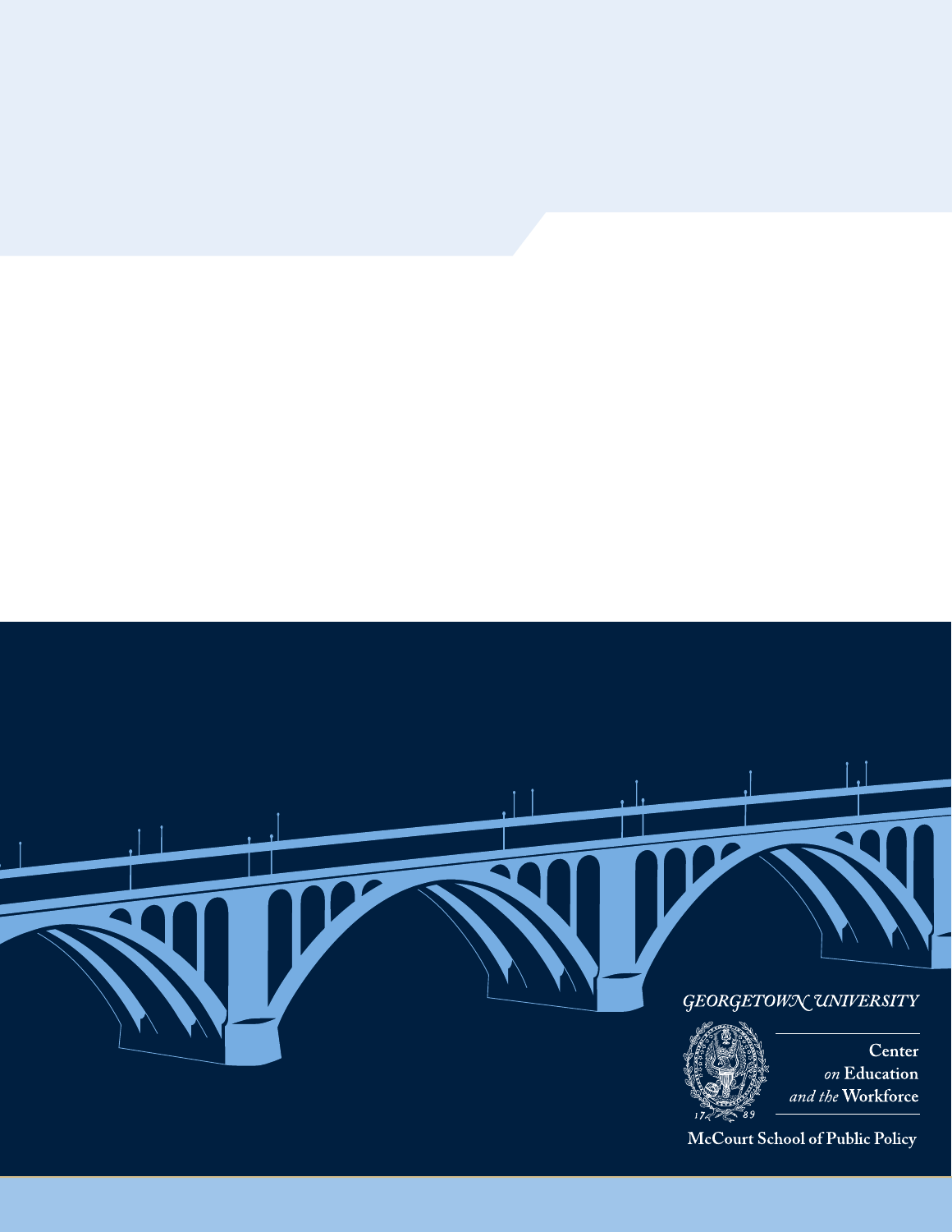GEORGETOWN UNIVERSITY

Center *on* Education *and the* Workforce

McCourt School of Public Policy